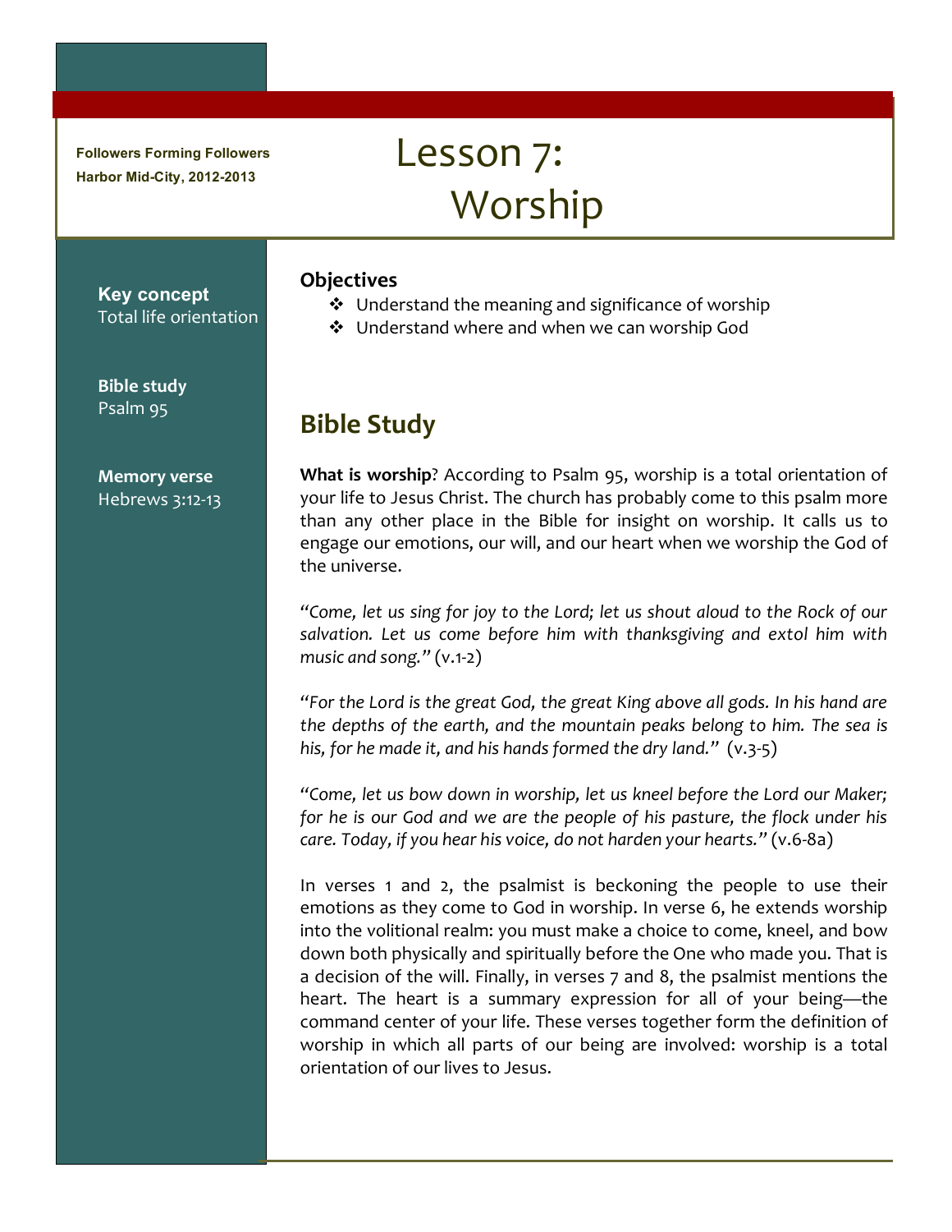**Followers Forming Followers**
**Harbor Mid-City, 2012-2013**

# Lesson 7: Worship

**Key concept**
Total life orientation

**Bible study**
Psalm 95

**Memory verse**
Hebrews 3:12-13

### Objectives

- Understand the meaning and significance of worship
- Understand where and when we can worship God

## Bible Study

**What is worship**? According to Psalm 95, worship is a total orientation of your life to Jesus Christ. The church has probably come to this psalm more than any other place in the Bible for insight on worship. It calls us to engage our emotions, our will, and our heart when we worship the God of the universe.

*"Come, let us sing for joy to the Lord; let us shout aloud to the Rock of our salvation. Let us come before him with thanksgiving and extol him with music and song."* (v.1-2)

*"For the Lord is the great God, the great King above all gods. In his hand are the depths of the earth, and the mountain peaks belong to him. The sea is his, for he made it, and his hands formed the dry land."* (v.3-5)

*"Come, let us bow down in worship, let us kneel before the Lord our Maker; for he is our God and we are the people of his pasture, the flock under his care. Today, if you hear his voice, do not harden your hearts."* (v.6-8a)

In verses 1 and 2, the psalmist is beckoning the people to use their emotions as they come to God in worship. In verse 6, he extends worship into the volitional realm: you must make a choice to come, kneel, and bow down both physically and spiritually before the One who made you. That is a decision of the will. Finally, in verses 7 and 8, the psalmist mentions the heart. The heart is a summary expression for all of your being—the command center of your life. These verses together form the definition of worship in which all parts of our being are involved: worship is a total orientation of our lives to Jesus.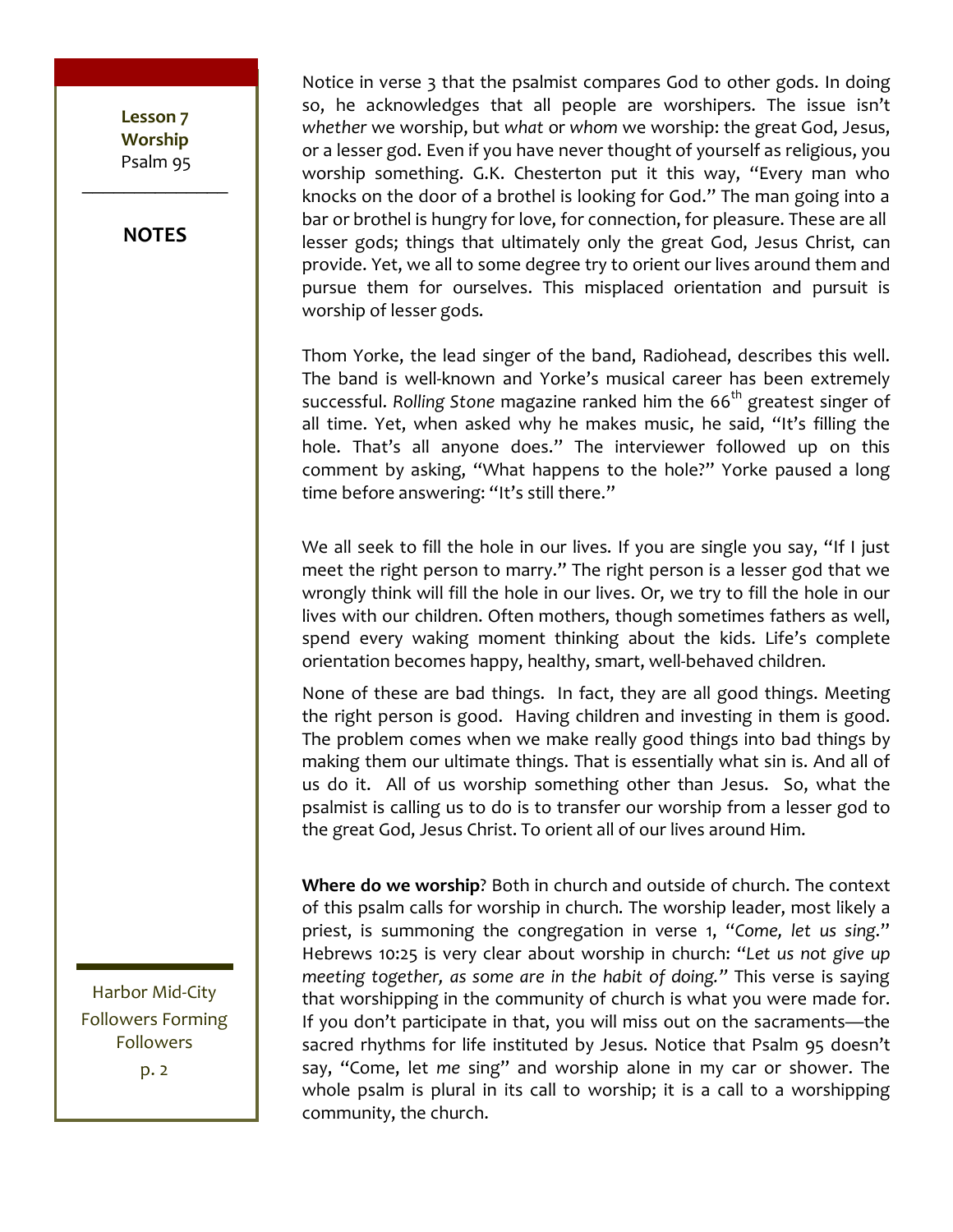Notice in verse 3 that the psalmist compares God to other gods. In doing so, he acknowledges that all people are worshipers. The issue isn't *whether* we worship, but *what* or *whom* we worship: the great God, Jesus, or a lesser god. Even if you have never thought of yourself as religious, you worship something. G.K. Chesterton put it this way, "Every man who knocks on the door of a brothel is looking for God." The man going into a bar or brothel is hungry for love, for connection, for pleasure. These are all lesser gods; things that ultimately only the great God, Jesus Christ, can provide. Yet, we all to some degree try to orient our lives around them and pursue them for ourselves. This misplaced orientation and pursuit is worship of lesser gods.

Thom Yorke, the lead singer of the band, Radiohead, describes this well. The band is well-known and Yorke's musical career has been extremely successful. *Rolling Stone* magazine ranked him the 66th greatest singer of all time. Yet, when asked why he makes music, he said, "It's filling the hole. That's all anyone does." The interviewer followed up on this comment by asking, "What happens to the hole?" Yorke paused a long time before answering: "It's still there."

We all seek to fill the hole in our lives. If you are single you say, "If I just meet the right person to marry." The right person is a lesser god that we wrongly think will fill the hole in our lives. Or, we try to fill the hole in our lives with our children. Often mothers, though sometimes fathers as well, spend every waking moment thinking about the kids. Life's complete orientation becomes happy, healthy, smart, well-behaved children.

None of these are bad things. In fact, they are all good things. Meeting the right person is good. Having children and investing in them is good. The problem comes when we make really good things into bad things by making them our ultimate things. That is essentially what sin is. And all of us do it. All of us worship something other than Jesus. So, what the psalmist is calling us to do is to transfer our worship from a lesser god to the great God, Jesus Christ. To orient all of our lives around Him.

**Where do we worship**? Both in church and outside of church. The context of this psalm calls for worship in church. The worship leader, most likely a priest, is summoning the congregation in verse 1, "*Come, let us sing*." Hebrews 10:25 is very clear about worship in church: "*Let us not give up meeting together, as some are in the habit of doing.*" This verse is saying that worshipping in the community of church is what you were made for. If you don't participate in that, you will miss out on the sacraments—the sacred rhythms for life instituted by Jesus. Notice that Psalm 95 doesn't say, "Come, let *me* sing" and worship alone in my car or shower. The whole psalm is plural in its call to worship; it is a call to a worshipping community, the church.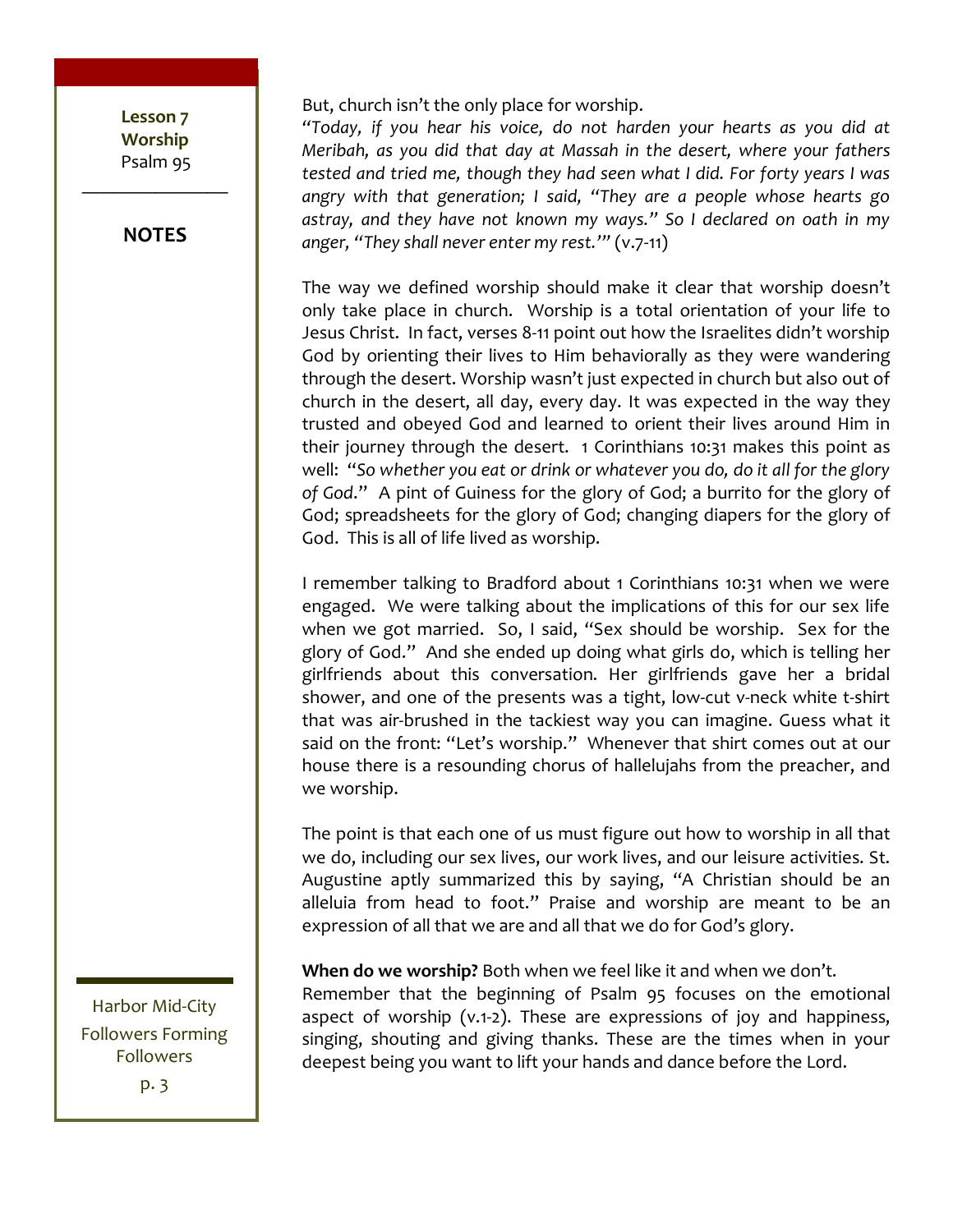But, church isn't the only place for worship.

*"Today, if you hear his voice, do not harden your hearts as you did at Meribah, as you did that day at Massah in the desert, where your fathers tested and tried me, though they had seen what I did. For forty years I was angry with that generation; I said, "They are a people whose hearts go astray, and they have not known my ways." So I declared on oath in my anger, "They shall never enter my rest.'"* (v.7-11)

The way we defined worship should make it clear that worship doesn't only take place in church. Worship is a total orientation of your life to Jesus Christ. In fact, verses 8-11 point out how the Israelites didn't worship God by orienting their lives to Him behaviorally as they were wandering through the desert. Worship wasn't just expected in church but also out of church in the desert, all day, every day. It was expected in the way they trusted and obeyed God and learned to orient their lives around Him in their journey through the desert. 1 Corinthians 10:31 makes this point as well: *"So whether you eat or drink or whatever you do, do it all for the glory of God."* A pint of Guiness for the glory of God; a burrito for the glory of God; spreadsheets for the glory of God; changing diapers for the glory of God. This is all of life lived as worship.

I remember talking to Bradford about 1 Corinthians 10:31 when we were engaged. We were talking about the implications of this for our sex life when we got married. So, I said, "Sex should be worship. Sex for the glory of God." And she ended up doing what girls do, which is telling her girlfriends about this conversation. Her girlfriends gave her a bridal shower, and one of the presents was a tight, low-cut v-neck white t-shirt that was air-brushed in the tackiest way you can imagine. Guess what it said on the front: "Let's worship." Whenever that shirt comes out at our house there is a resounding chorus of hallelujahs from the preacher, and we worship.

The point is that each one of us must figure out how to worship in all that we do, including our sex lives, our work lives, and our leisure activities. St. Augustine aptly summarized this by saying, "A Christian should be an alleluia from head to foot." Praise and worship are meant to be an expression of all that we are and all that we do for God's glory.

**When do we worship?** Both when we feel like it and when we don't. Remember that the beginning of Psalm 95 focuses on the emotional aspect of worship (v.1-2). These are expressions of joy and happiness, singing, shouting and giving thanks. These are the times when in your deepest being you want to lift your hands and dance before the Lord.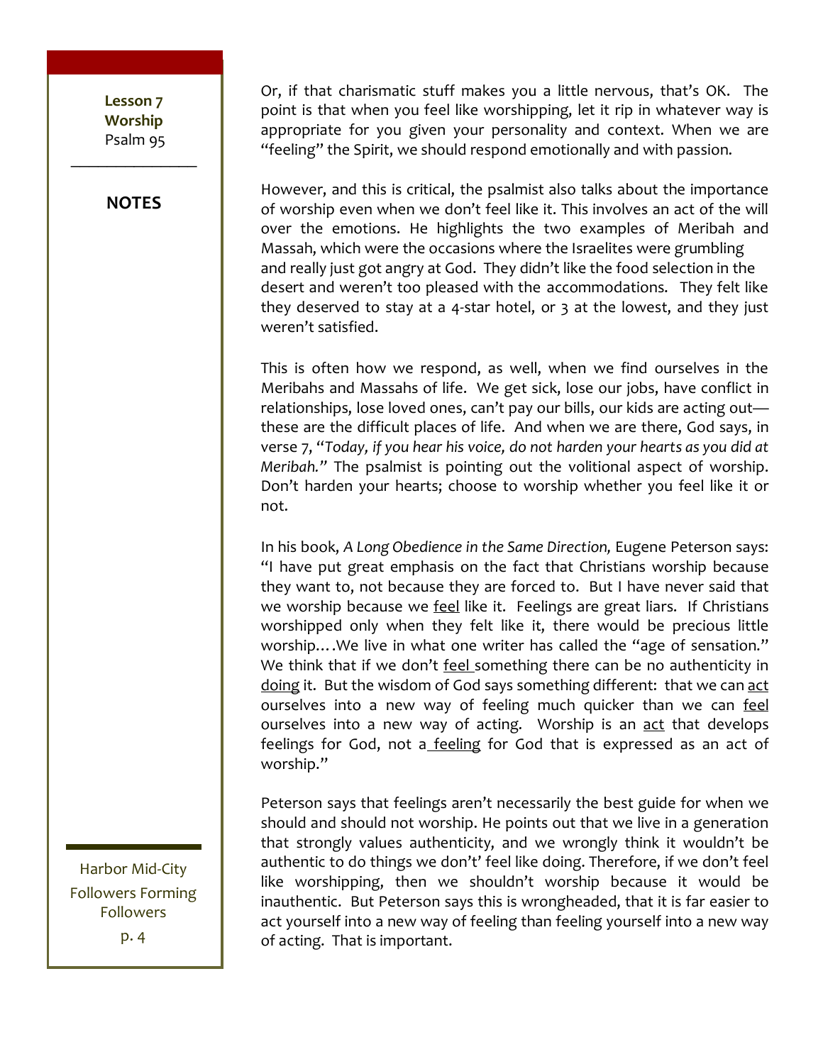Or, if that charismatic stuff makes you a little nervous, that's OK. The point is that when you feel like worshipping, let it rip in whatever way is appropriate for you given your personality and context. When we are "feeling" the Spirit, we should respond emotionally and with passion.

However, and this is critical, the psalmist also talks about the importance of worship even when we don't feel like it. This involves an act of the will over the emotions. He highlights the two examples of Meribah and Massah, which were the occasions where the Israelites were grumbling and really just got angry at God. They didn't like the food selection in the desert and weren't too pleased with the accommodations. They felt like they deserved to stay at a 4-star hotel, or 3 at the lowest, and they just weren't satisfied.

This is often how we respond, as well, when we find ourselves in the Meribahs and Massahs of life. We get sick, lose our jobs, have conflict in relationships, lose loved ones, can't pay our bills, our kids are acting out—these are the difficult places of life. And when we are there, God says, in verse 7, "*Today, if you hear his voice, do not harden your hearts as you did at Meribah.*" The psalmist is pointing out the volitional aspect of worship. Don't harden your hearts; choose to worship whether you feel like it or not.

In his book, *A Long Obedience in the Same Direction,* Eugene Peterson says: "I have put great emphasis on the fact that Christians worship because they want to, not because they are forced to. But I have never said that we worship because we <u>feel</u> like it. Feelings are great liars. If Christians worshipped only when they felt like it, there would be precious little worship….We live in what one writer has called the "age of sensation." We think that if we don't <u>feel</u> something there can be no authenticity in <u>doing</u> it. But the wisdom of God says something different: that we can <u>act</u> ourselves into a new way of feeling much quicker than we can <u>feel</u> ourselves into a new way of acting. Worship is an <u>act</u> that develops feelings for God, not a <u>feeling</u> for God that is expressed as an act of worship."

Peterson says that feelings aren't necessarily the best guide for when we should and should not worship. He points out that we live in a generation that strongly values authenticity, and we wrongly think it wouldn't be authentic to do things we don't' feel like doing. Therefore, if we don't feel like worshipping, then we shouldn't worship because it would be inauthentic. But Peterson says this is wrongheaded, that it is far easier to act yourself into a new way of feeling than feeling yourself into a new way of acting. That is important.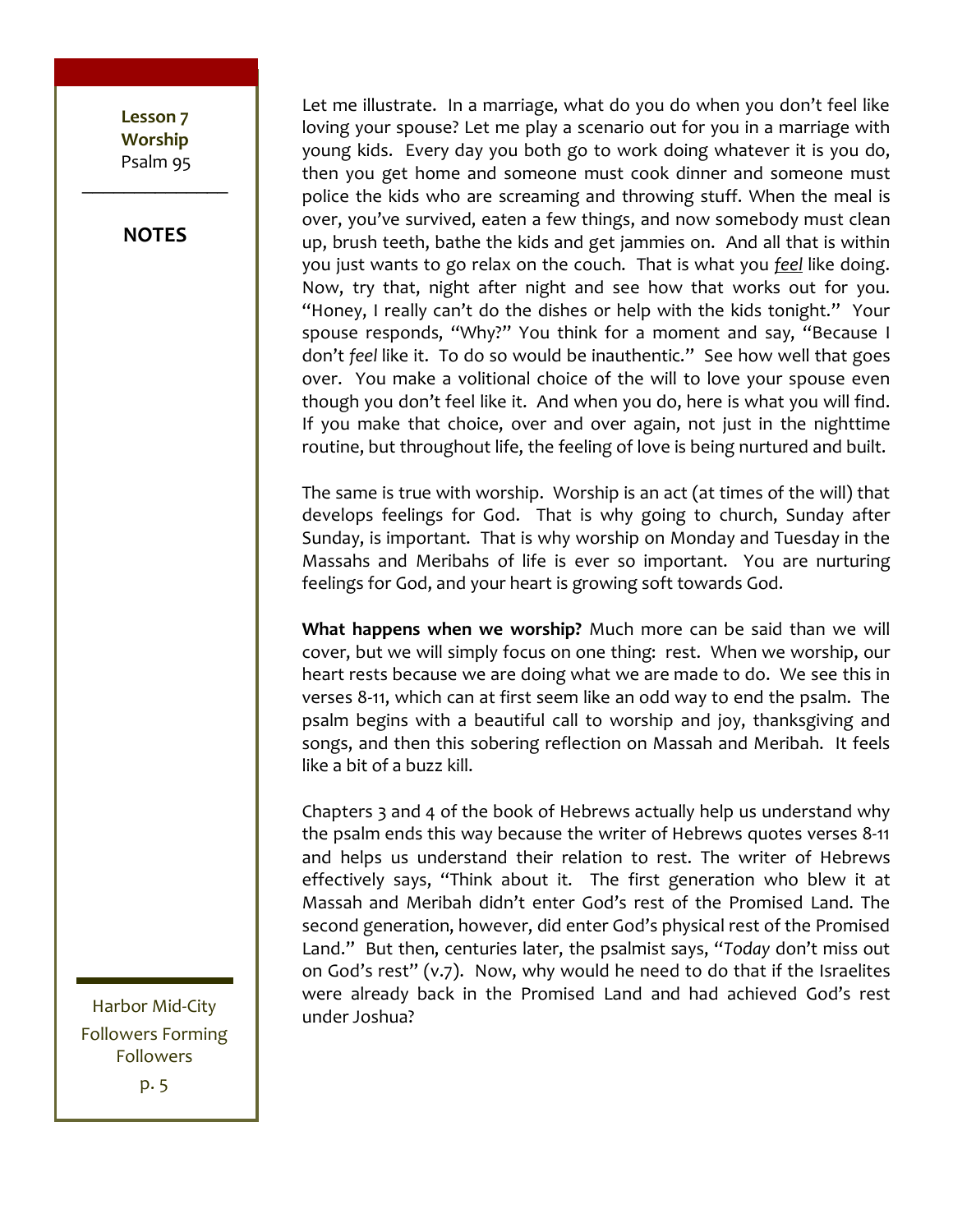Let me illustrate. In a marriage, what do you do when you don't feel like loving your spouse? Let me play a scenario out for you in a marriage with young kids. Every day you both go to work doing whatever it is you do, then you get home and someone must cook dinner and someone must police the kids who are screaming and throwing stuff. When the meal is over, you've survived, eaten a few things, and now somebody must clean up, brush teeth, bathe the kids and get jammies on. And all that is within you just wants to go relax on the couch. That is what you *feel* like doing. Now, try that, night after night and see how that works out for you. "Honey, I really can't do the dishes or help with the kids tonight." Your spouse responds, "Why?" You think for a moment and say, "Because I don't *feel* like it. To do so would be inauthentic." See how well that goes over. You make a volitional choice of the will to love your spouse even though you don't feel like it. And when you do, here is what you will find. If you make that choice, over and over again, not just in the nighttime routine, but throughout life, the feeling of love is being nurtured and built.

The same is true with worship. Worship is an act (at times of the will) that develops feelings for God. That is why going to church, Sunday after Sunday, is important. That is why worship on Monday and Tuesday in the Massahs and Meribahs of life is ever so important. You are nurturing feelings for God, and your heart is growing soft towards God.

**What happens when we worship?** Much more can be said than we will cover, but we will simply focus on one thing: rest. When we worship, our heart rests because we are doing what we are made to do. We see this in verses 8-11, which can at first seem like an odd way to end the psalm. The psalm begins with a beautiful call to worship and joy, thanksgiving and songs, and then this sobering reflection on Massah and Meribah. It feels like a bit of a buzz kill.

Chapters 3 and 4 of the book of Hebrews actually help us understand why the psalm ends this way because the writer of Hebrews quotes verses 8-11 and helps us understand their relation to rest. The writer of Hebrews effectively says, "Think about it. The first generation who blew it at Massah and Meribah didn't enter God's rest of the Promised Land. The second generation, however, did enter God's physical rest of the Promised Land." But then, centuries later, the psalmist says, "*Today* don't miss out on God's rest" (v.7). Now, why would he need to do that if the Israelites were already back in the Promised Land and had achieved God's rest under Joshua?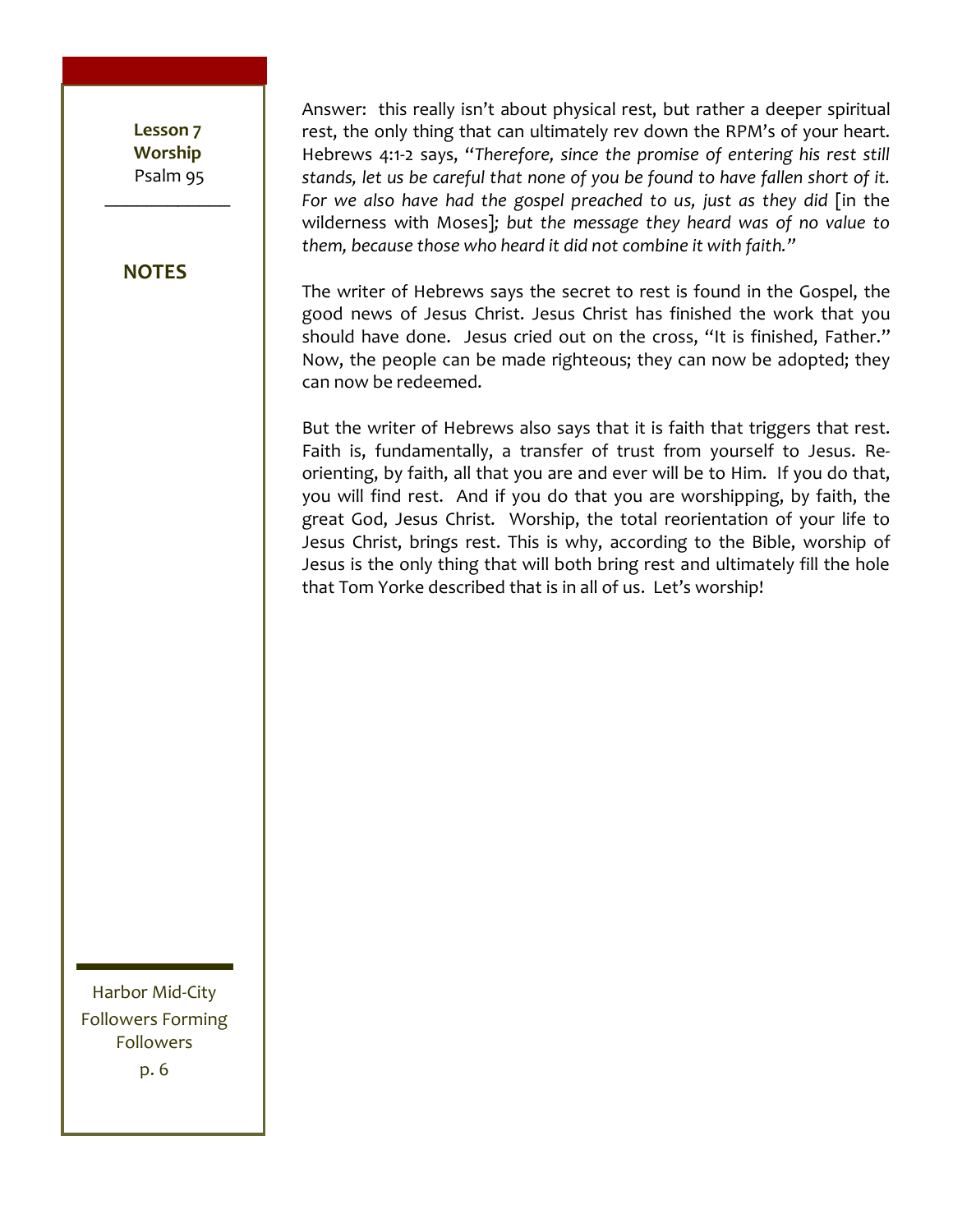Answer: this really isn't about physical rest, but rather a deeper spiritual rest, the only thing that can ultimately rev down the RPM's of your heart. Hebrews 4:1-2 says, "*Therefore, since the promise of entering his rest still stands, let us be careful that none of you be found to have fallen short of it. For we also have had the gospel preached to us, just as they did* [in the wilderness with Moses]*; but the message they heard was of no value to them, because those who heard it did not combine it with faith."*

The writer of Hebrews says the secret to rest is found in the Gospel, the good news of Jesus Christ. Jesus Christ has finished the work that you should have done. Jesus cried out on the cross, "It is finished, Father." Now, the people can be made righteous; they can now be adopted; they can now be redeemed.

But the writer of Hebrews also says that it is faith that triggers that rest. Faith is, fundamentally, a transfer of trust from yourself to Jesus. Re-orienting, by faith, all that you are and ever will be to Him. If you do that, you will find rest. And if you do that you are worshipping, by faith, the great God, Jesus Christ. Worship, the total reorientation of your life to Jesus Christ, brings rest. This is why, according to the Bible, worship of Jesus is the only thing that will both bring rest and ultimately fill the hole that Tom Yorke described that is in all of us. Let's worship!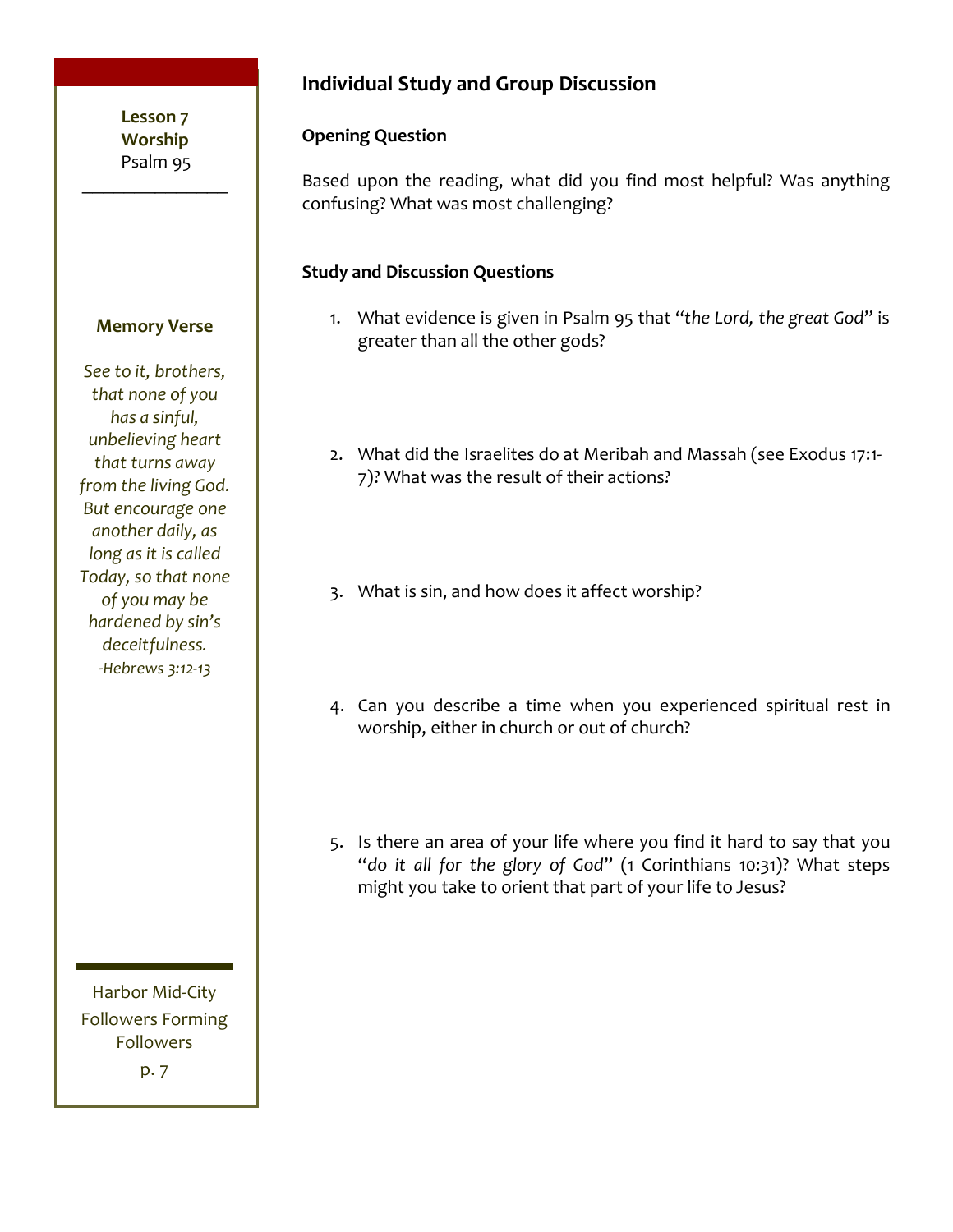**Lesson 7**
**Worship**
Psalm 95

---

**Memory Verse**

*See to it, brothers, that none of you has a sinful, unbelieving heart that turns away from the living God. But encourage one another daily, as long as it is called Today, so that none of you may be hardened by sin's deceitfulness.*
*-Hebrews 3:12-13*

---

Harbor Mid-City
Followers Forming Followers

## Individual Study and Group Discussion

### Opening Question

Based upon the reading, what did you find most helpful? Was anything confusing? What was most challenging?

### Study and Discussion Questions

1. What evidence is given in Psalm 95 that "*the Lord, the great God*" is greater than all the other gods?

2. What did the Israelites do at Meribah and Massah (see Exodus 17:1-7)? What was the result of their actions?

3. What is sin, and how does it affect worship?

4. Can you describe a time when you experienced spiritual rest in worship, either in church or out of church?

5. Is there an area of your life where you find it hard to say that you "*do it all for the glory of God*" (1 Corinthians 10:31)? What steps might you take to orient that part of your life to Jesus?